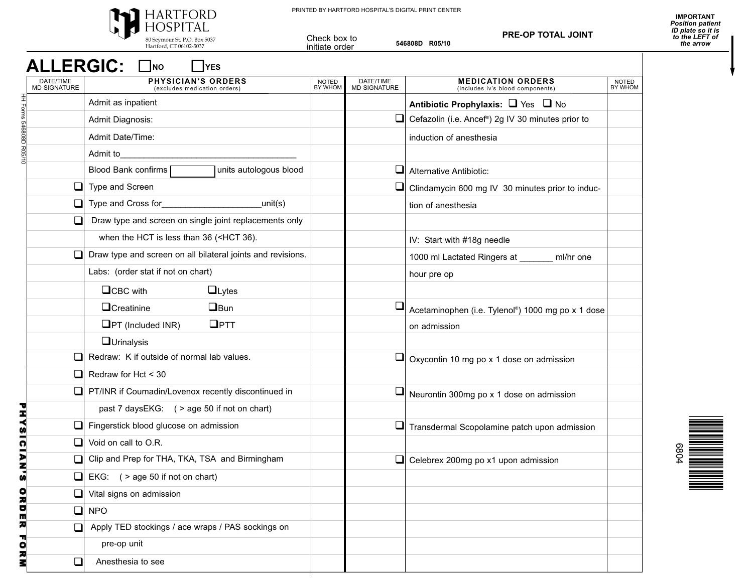HARTFORD HOSPITAL
80 Seymour St. P.O. Box 5037
Hartford, CT 06102-5037

PRINTED BY HARTFORD HOSPITAL'S DIGITAL PRINT CENTER

Check box to initiate order

546808D R05/10

# PRE-OP TOTAL JOINT

**IMPORTANT**
*Position patient ID plate so it is to the LEFT of the arrow*

# ALLERGIC: ☐ NO ☐ YES

| DATE/TIME MD SIGNATURE | PHYSICIAN'S ORDERS (excludes medication orders) | NOTED BY WHOM | DATE/TIME MD SIGNATURE | MEDICATION ORDERS (includes iv's blood components) | NOTED BY WHOM |
|---|---|---|---|---|---|
| | Admit as inpatient | | | **Antibiotic Prophylaxis:** ☐ Yes ☐ No | |
| | Admit Diagnosis: | | ☐ | Cefazolin (i.e. Ancef®) 2g IV 30 minutes prior to | |
| | Admit Date/Time: | | | induction of anesthesia | |
| | Admit to_____________________________________ | | | | |
| | Blood Bank confirms ☐ units autologous blood | | ☐ | Alternative Antibiotic: | |
| ☐ | Type and Screen | | ☐ | Clindamycin 600 mg IV 30 minutes prior to induc- | |
| ☐ | Type and Cross for____________________unit(s) | | | tion of anesthesia | |
| ☐ | Draw type and screen on single joint replacements only | | | | |
| | when the HCT is less than 36 (<HCT 36). | | | IV: Start with #18g needle | |
| ☐ | Draw type and screen on all bilateral joints and revisions. | | | 1000 ml Lactated Ringers at _______ ml/hr one | |
| | Labs: (order stat if not on chart) | | | hour pre op | |
| | ☐CBC with ☐Lytes | | | | |
| | ☐Creatinine ☐Bun | | ☐ | Acetaminophen (i.e. Tylenol®) 1000 mg po x 1 dose | |
| | ☐PT (Included INR) ☐PTT | | | on admission | |
| | ☐Urinalysis | | | | |
| ☐ | Redraw: K if outside of normal lab values. | | ☐ | Oxycontin 10 mg po x 1 dose on admission | |
| ☐ | Redraw for Hct < 30 | | | | |
| ☐ | PT/INR if Coumadin/Lovenox recently discontinued in | | ☐ | Neurontin 300mg po x 1 dose on admission | |
| | past 7 daysEKG: ( > age 50 if not on chart) | | | | |
| ☐ | Fingerstick blood glucose on admission | | ☐ | Transdermal Scopolamine patch upon admission | |
| ☐ | Void on call to O.R. | | | | |
| ☐ | Clip and Prep for THA, TKA, TSA and Birmingham | | ☐ | Celebrex 200mg po x1 upon admission | |
| ☐ | EKG: ( > age 50 if not on chart) | | | | |
| ☐ | Vital signs on admission | | | | |
| ☐ | NPO | | | | |
| ☐ | Apply TED stockings / ace wraps / PAS sockings on | | | | |
| | pre-op unit | | | | |
| ☐ | Anesthesia to see | | | | |

HH Forms 546808D R05/10

PHYSICIAN'S ORDER FORM

6804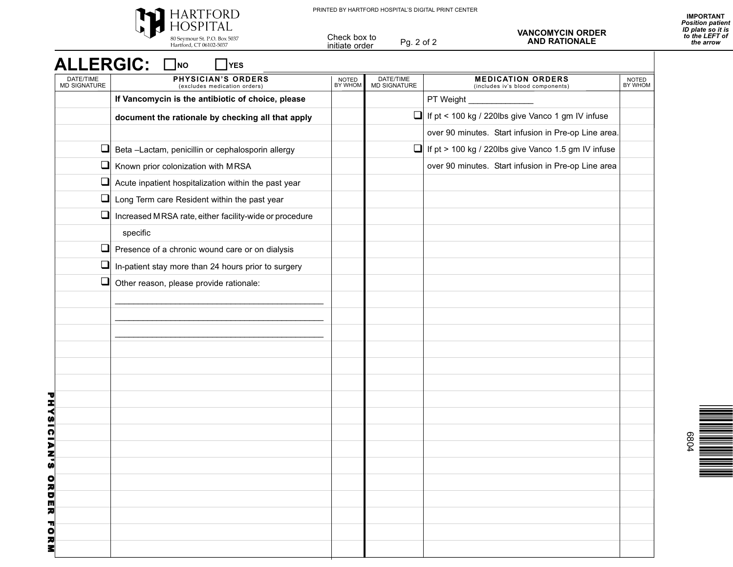HARTFORD HOSPITAL
80 Seymour St. P.O. Box 5037
Hartford, CT 06102-5037

PRINTED BY HARTFORD HOSPITAL'S DIGITAL PRINT CENTER

Check box to initiate order

## VANCOMYCIN ORDER AND RATIONALE

**IMPORTANT**
*Position patient ID plate so it is to the LEFT of the arrow*

# ALLERGIC: ☐ NO ☐ YES

| DATE/TIME MD SIGNATURE | PHYSICIAN'S ORDERS (excludes medication orders) | NOTED BY WHOM | DATE/TIME MD SIGNATURE | MEDICATION ORDERS (includes iv's blood components) | NOTED BY WHOM |
|---|---|---|---|---|---|
| | **If Vancomycin is the antibiotic of choice, please** | | | PT Weight ______________ | |
| | **document the rationale by checking all that apply** | | ☐ | If pt < 100 kg / 220lbs give Vanco 1 gm IV infuse | |
| | | | | over 90 minutes. Start infusion in Pre-op Line area. | |
| ☐ | Beta –Lactam, penicillin or cephalosporin allergy | | ☐ | If pt > 100 kg / 220lbs give Vanco 1.5 gm IV infuse | |
| ☐ | Known prior colonization with MRSA | | | over 90 minutes. Start infusion in Pre-op Line area | |
| ☐ | Acute inpatient hospitalization within the past year | | | | |
| ☐ | Long Term care Resident within the past year | | | | |
| ☐ | Increased MRSA rate, either facility-wide or procedure | | | | |
| | specific | | | | |
| ☐ | Presence of a chronic wound care or on dialysis | | | | |
| ☐ | In-patient stay more than 24 hours prior to surgery | | | | |
| ☐ | Other reason, please provide rationale: | | | | |
| | _____________________________________________ | | | | |
| | _____________________________________________ | | | | |
| | _____________________________________________ | | | | |

PHYSICIAN'S ORDER FORM

6804